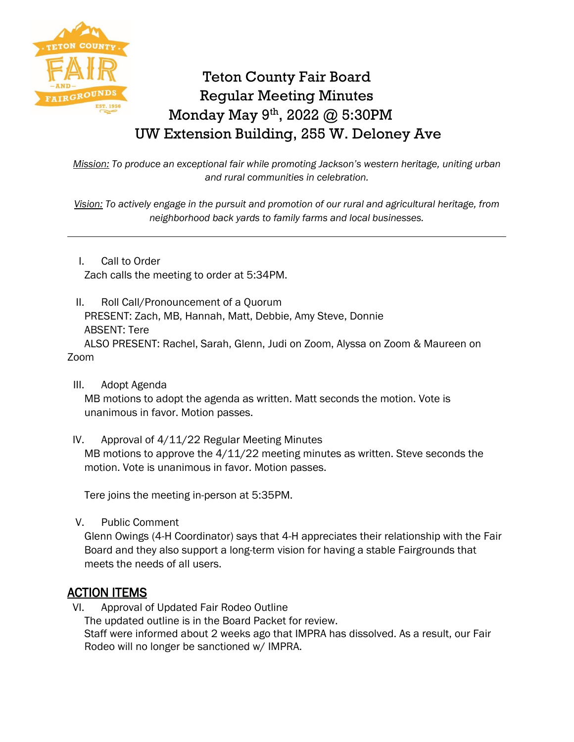# Teton County Fair Board
## Regular Meeting Minutes
## Monday May 9th, 2022 @ 5:30PM
## UW Extension Building, 255 W. Deloney Ave

*Mission: To produce an exceptional fair while promoting Jackson's western heritage, uniting urban and rural communities in celebration.*

*Vision: To actively engage in the pursuit and promotion of our rural and agricultural heritage, from neighborhood back yards to family farms and local businesses.*

---

I. Call to Order

Zach calls the meeting to order at 5:34PM.

II. Roll Call/Pronouncement of a Quorum

PRESENT: Zach, MB, Hannah, Matt, Debbie, Amy Steve, Donnie

ABSENT: Tere

ALSO PRESENT: Rachel, Sarah, Glenn, Judi on Zoom, Alyssa on Zoom & Maureen on Zoom

III. Adopt Agenda

MB motions to adopt the agenda as written. Matt seconds the motion. Vote is unanimous in favor. Motion passes.

IV. Approval of 4/11/22 Regular Meeting Minutes

MB motions to approve the 4/11/22 meeting minutes as written. Steve seconds the motion. Vote is unanimous in favor. Motion passes.

Tere joins the meeting in-person at 5:35PM.

V. Public Comment

Glenn Owings (4-H Coordinator) says that 4-H appreciates their relationship with the Fair Board and they also support a long-term vision for having a stable Fairgrounds that meets the needs of all users.

## ACTION ITEMS

VI. Approval of Updated Fair Rodeo Outline

The updated outline is in the Board Packet for review.

Staff were informed about 2 weeks ago that IMPRA has dissolved. As a result, our Fair Rodeo will no longer be sanctioned w/ IMPRA.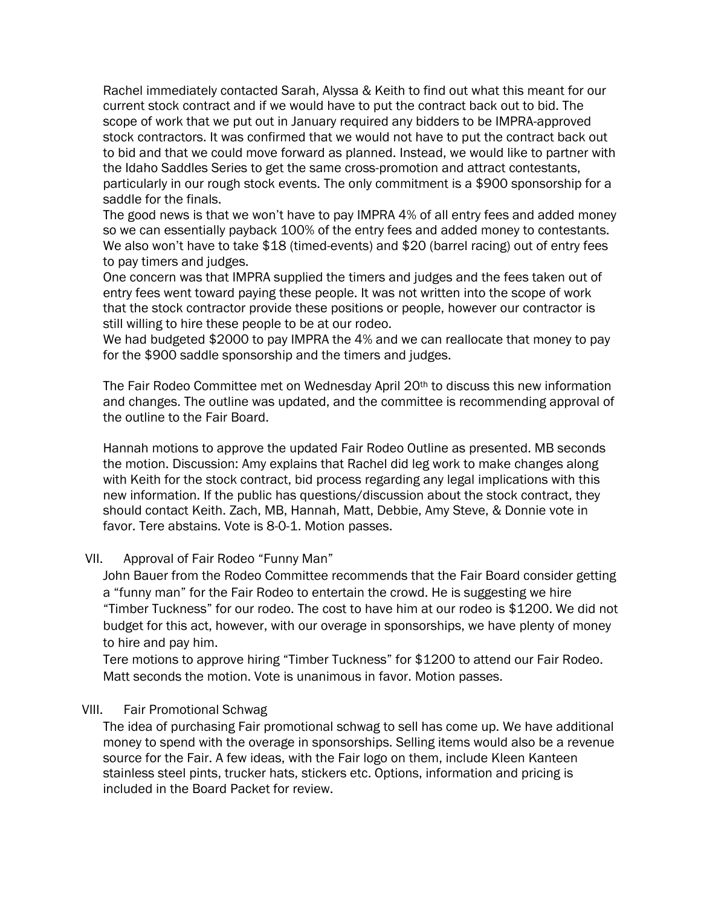Rachel immediately contacted Sarah, Alyssa & Keith to find out what this meant for our current stock contract and if we would have to put the contract back out to bid. The scope of work that we put out in January required any bidders to be IMPRA-approved stock contractors. It was confirmed that we would not have to put the contract back out to bid and that we could move forward as planned. Instead, we would like to partner with the Idaho Saddles Series to get the same cross-promotion and attract contestants, particularly in our rough stock events. The only commitment is a $900 sponsorship for a saddle for the finals.

The good news is that we won't have to pay IMPRA 4% of all entry fees and added money so we can essentially payback 100% of the entry fees and added money to contestants. We also won't have to take $18 (timed-events) and $20 (barrel racing) out of entry fees to pay timers and judges.

One concern was that IMPRA supplied the timers and judges and the fees taken out of entry fees went toward paying these people. It was not written into the scope of work that the stock contractor provide these positions or people, however our contractor is still willing to hire these people to be at our rodeo.

We had budgeted $2000 to pay IMPRA the 4% and we can reallocate that money to pay for the $900 saddle sponsorship and the timers and judges.

The Fair Rodeo Committee met on Wednesday April 20th to discuss this new information and changes. The outline was updated, and the committee is recommending approval of the outline to the Fair Board.

Hannah motions to approve the updated Fair Rodeo Outline as presented. MB seconds the motion. Discussion: Amy explains that Rachel did leg work to make changes along with Keith for the stock contract, bid process regarding any legal implications with this new information. If the public has questions/discussion about the stock contract, they should contact Keith. Zach, MB, Hannah, Matt, Debbie, Amy Steve, & Donnie vote in favor. Tere abstains. Vote is 8-0-1. Motion passes.

VII. Approval of Fair Rodeo "Funny Man"

John Bauer from the Rodeo Committee recommends that the Fair Board consider getting a "funny man" for the Fair Rodeo to entertain the crowd. He is suggesting we hire "Timber Tuckness" for our rodeo. The cost to have him at our rodeo is $1200. We did not budget for this act, however, with our overage in sponsorships, we have plenty of money to hire and pay him.

Tere motions to approve hiring "Timber Tuckness" for $1200 to attend our Fair Rodeo. Matt seconds the motion. Vote is unanimous in favor. Motion passes.

VIII. Fair Promotional Schwag

The idea of purchasing Fair promotional schwag to sell has come up. We have additional money to spend with the overage in sponsorships. Selling items would also be a revenue source for the Fair. A few ideas, with the Fair logo on them, include Kleen Kanteen stainless steel pints, trucker hats, stickers etc. Options, information and pricing is included in the Board Packet for review.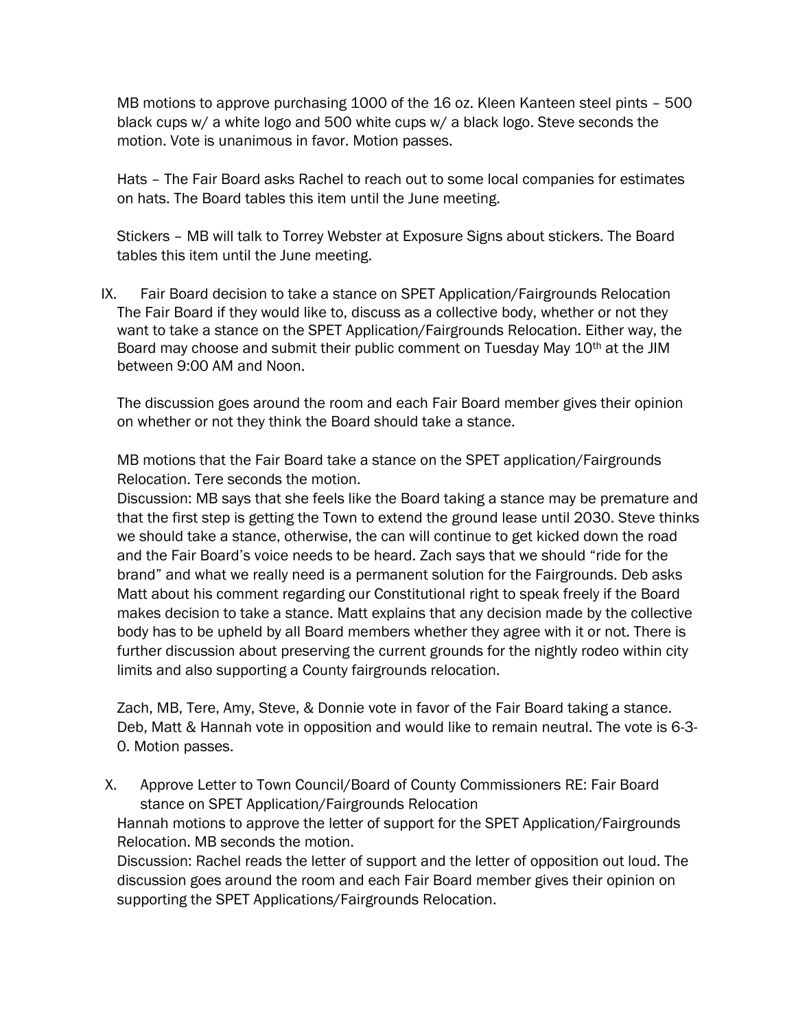MB motions to approve purchasing 1000 of the 16 oz. Kleen Kanteen steel pints – 500 black cups w/ a white logo and 500 white cups w/ a black logo. Steve seconds the motion. Vote is unanimous in favor. Motion passes.

Hats – The Fair Board asks Rachel to reach out to some local companies for estimates on hats. The Board tables this item until the June meeting.

Stickers – MB will talk to Torrey Webster at Exposure Signs about stickers. The Board tables this item until the June meeting.

IX. Fair Board decision to take a stance on SPET Application/Fairgrounds Relocation

The Fair Board if they would like to, discuss as a collective body, whether or not they want to take a stance on the SPET Application/Fairgrounds Relocation. Either way, the Board may choose and submit their public comment on Tuesday May 10th at the JIM between 9:00 AM and Noon.

The discussion goes around the room and each Fair Board member gives their opinion on whether or not they think the Board should take a stance.

MB motions that the Fair Board take a stance on the SPET application/Fairgrounds Relocation. Tere seconds the motion.

Discussion: MB says that she feels like the Board taking a stance may be premature and that the first step is getting the Town to extend the ground lease until 2030. Steve thinks we should take a stance, otherwise, the can will continue to get kicked down the road and the Fair Board's voice needs to be heard. Zach says that we should "ride for the brand" and what we really need is a permanent solution for the Fairgrounds. Deb asks Matt about his comment regarding our Constitutional right to speak freely if the Board makes decision to take a stance. Matt explains that any decision made by the collective body has to be upheld by all Board members whether they agree with it or not. There is further discussion about preserving the current grounds for the nightly rodeo within city limits and also supporting a County fairgrounds relocation.

Zach, MB, Tere, Amy, Steve, & Donnie vote in favor of the Fair Board taking a stance. Deb, Matt & Hannah vote in opposition and would like to remain neutral. The vote is 6-3-0. Motion passes.

X. Approve Letter to Town Council/Board of County Commissioners RE: Fair Board stance on SPET Application/Fairgrounds Relocation

Hannah motions to approve the letter of support for the SPET Application/Fairgrounds Relocation. MB seconds the motion.

Discussion: Rachel reads the letter of support and the letter of opposition out loud. The discussion goes around the room and each Fair Board member gives their opinion on supporting the SPET Applications/Fairgrounds Relocation.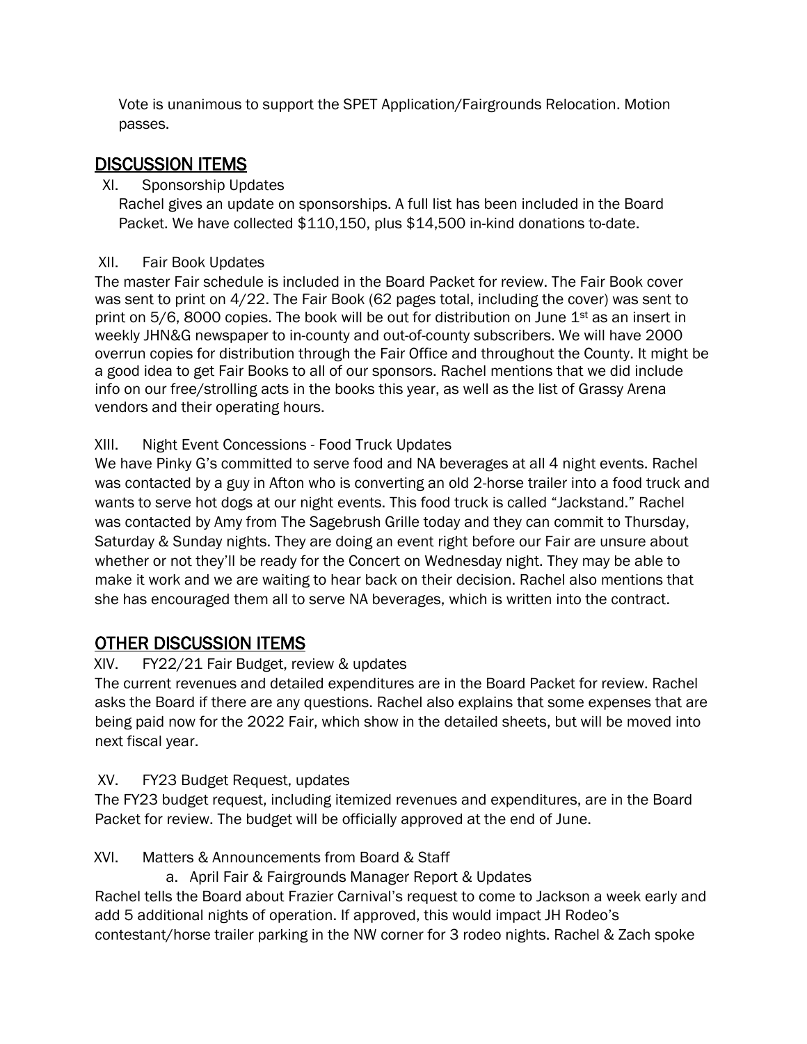Vote is unanimous to support the SPET Application/Fairgrounds Relocation. Motion passes.

## DISCUSSION ITEMS

XI. Sponsorship Updates

Rachel gives an update on sponsorships. A full list has been included in the Board Packet. We have collected $110,150, plus $14,500 in-kind donations to-date.

XII. Fair Book Updates

The master Fair schedule is included in the Board Packet for review. The Fair Book cover was sent to print on 4/22. The Fair Book (62 pages total, including the cover) was sent to print on 5/6, 8000 copies. The book will be out for distribution on June 1st as an insert in weekly JHN&G newspaper to in-county and out-of-county subscribers. We will have 2000 overrun copies for distribution through the Fair Office and throughout the County. It might be a good idea to get Fair Books to all of our sponsors. Rachel mentions that we did include info on our free/strolling acts in the books this year, as well as the list of Grassy Arena vendors and their operating hours.

XIII. Night Event Concessions - Food Truck Updates

We have Pinky G's committed to serve food and NA beverages at all 4 night events. Rachel was contacted by a guy in Afton who is converting an old 2-horse trailer into a food truck and wants to serve hot dogs at our night events. This food truck is called "Jackstand." Rachel was contacted by Amy from The Sagebrush Grille today and they can commit to Thursday, Saturday & Sunday nights. They are doing an event right before our Fair are unsure about whether or not they'll be ready for the Concert on Wednesday night. They may be able to make it work and we are waiting to hear back on their decision. Rachel also mentions that she has encouraged them all to serve NA beverages, which is written into the contract.

## OTHER DISCUSSION ITEMS

XIV. FY22/21 Fair Budget, review & updates

The current revenues and detailed expenditures are in the Board Packet for review. Rachel asks the Board if there are any questions. Rachel also explains that some expenses that are being paid now for the 2022 Fair, which show in the detailed sheets, but will be moved into next fiscal year.

XV. FY23 Budget Request, updates

The FY23 budget request, including itemized revenues and expenditures, are in the Board Packet for review. The budget will be officially approved at the end of June.

XVI. Matters & Announcements from Board & Staff

a. April Fair & Fairgrounds Manager Report & Updates

Rachel tells the Board about Frazier Carnival's request to come to Jackson a week early and add 5 additional nights of operation. If approved, this would impact JH Rodeo's contestant/horse trailer parking in the NW corner for 3 rodeo nights. Rachel & Zach spoke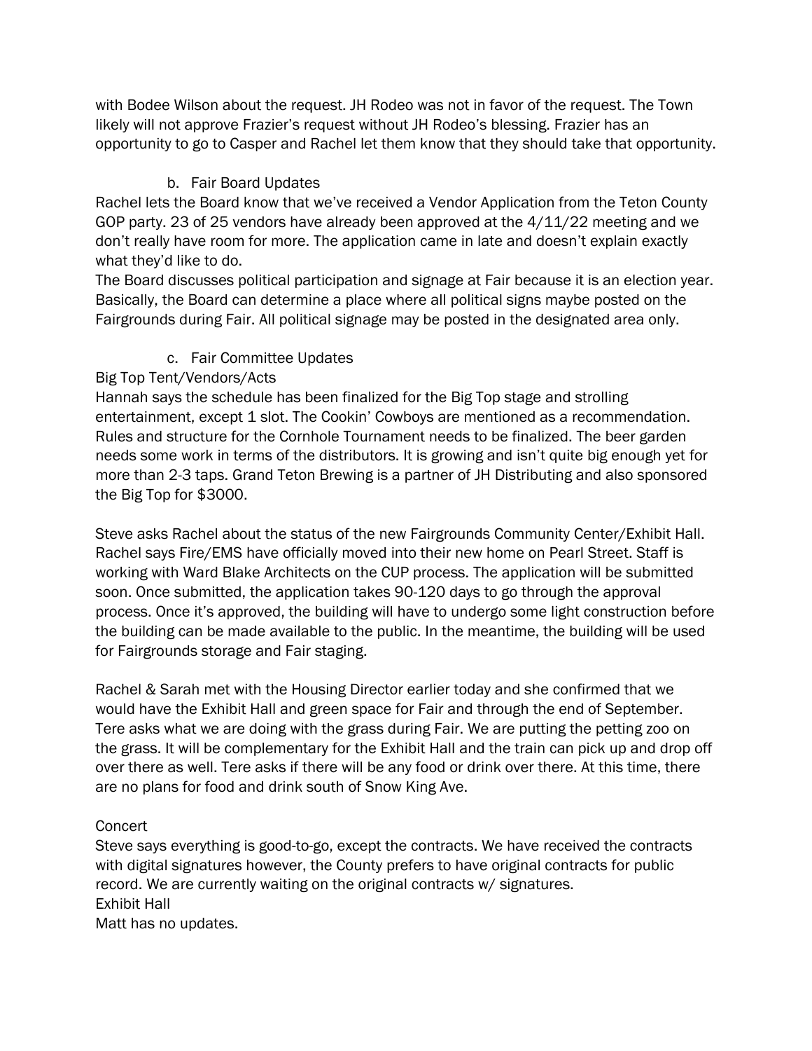with Bodee Wilson about the request. JH Rodeo was not in favor of the request. The Town likely will not approve Frazier's request without JH Rodeo's blessing. Frazier has an opportunity to go to Casper and Rachel let them know that they should take that opportunity.

b. Fair Board Updates

Rachel lets the Board know that we've received a Vendor Application from the Teton County GOP party. 23 of 25 vendors have already been approved at the 4/11/22 meeting and we don't really have room for more. The application came in late and doesn't explain exactly what they'd like to do.

The Board discusses political participation and signage at Fair because it is an election year. Basically, the Board can determine a place where all political signs maybe posted on the Fairgrounds during Fair. All political signage may be posted in the designated area only.

c. Fair Committee Updates

Big Top Tent/Vendors/Acts

Hannah says the schedule has been finalized for the Big Top stage and strolling entertainment, except 1 slot. The Cookin' Cowboys are mentioned as a recommendation. Rules and structure for the Cornhole Tournament needs to be finalized. The beer garden needs some work in terms of the distributors. It is growing and isn't quite big enough yet for more than 2-3 taps. Grand Teton Brewing is a partner of JH Distributing and also sponsored the Big Top for $3000.

Steve asks Rachel about the status of the new Fairgrounds Community Center/Exhibit Hall. Rachel says Fire/EMS have officially moved into their new home on Pearl Street. Staff is working with Ward Blake Architects on the CUP process. The application will be submitted soon. Once submitted, the application takes 90-120 days to go through the approval process. Once it's approved, the building will have to undergo some light construction before the building can be made available to the public. In the meantime, the building will be used for Fairgrounds storage and Fair staging.

Rachel & Sarah met with the Housing Director earlier today and she confirmed that we would have the Exhibit Hall and green space for Fair and through the end of September. Tere asks what we are doing with the grass during Fair. We are putting the petting zoo on the grass. It will be complementary for the Exhibit Hall and the train can pick up and drop off over there as well. Tere asks if there will be any food or drink over there. At this time, there are no plans for food and drink south of Snow King Ave.

Concert

Steve says everything is good-to-go, except the contracts. We have received the contracts with digital signatures however, the County prefers to have original contracts for public record. We are currently waiting on the original contracts w/ signatures.

Exhibit Hall

Matt has no updates.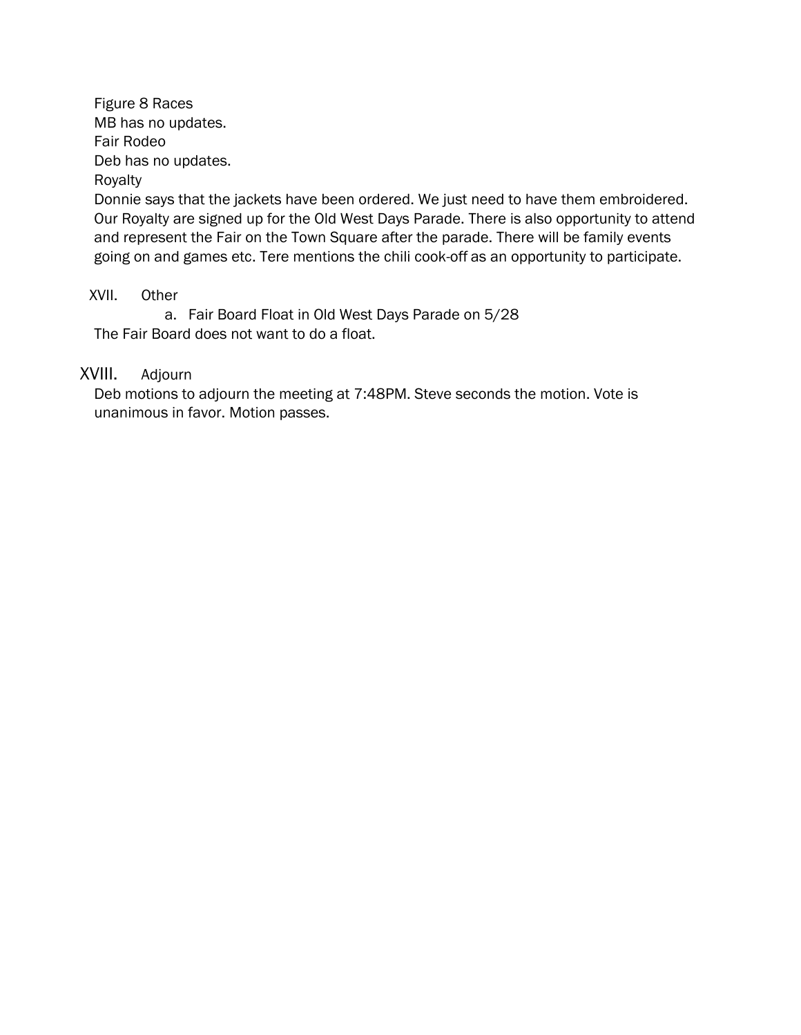Figure 8 Races
MB has no updates.
Fair Rodeo
Deb has no updates.
Royalty
Donnie says that the jackets have been ordered. We just need to have them embroidered. Our Royalty are signed up for the Old West Days Parade. There is also opportunity to attend and represent the Fair on the Town Square after the parade. There will be family events going on and games etc. Tere mentions the chili cook-off as an opportunity to participate.

XVII. Other

a. Fair Board Float in Old West Days Parade on 5/28

The Fair Board does not want to do a float.

XVIII. Adjourn

Deb motions to adjourn the meeting at 7:48PM. Steve seconds the motion. Vote is unanimous in favor. Motion passes.